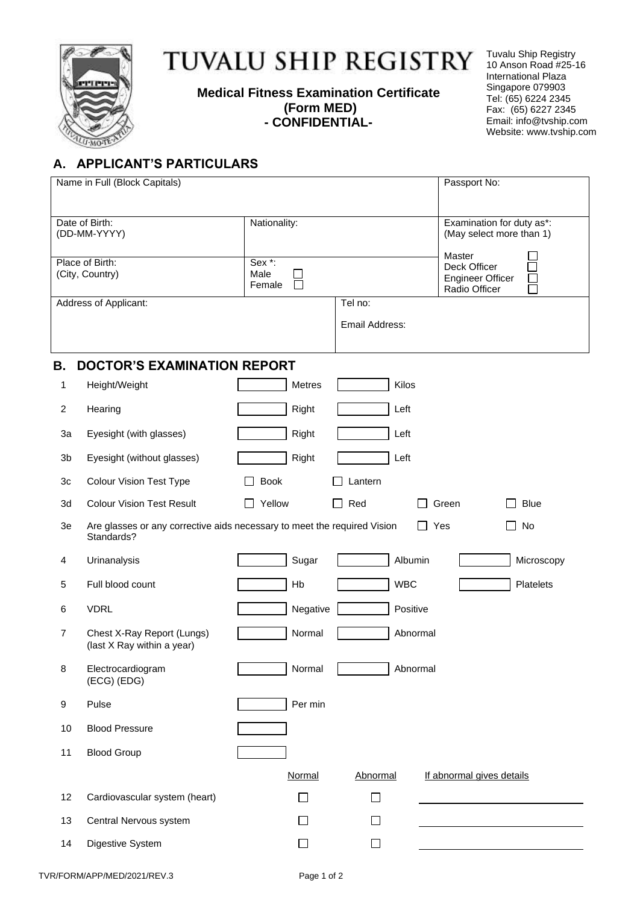# TUVALU SHIP REGISTRY

**Medical Fitness Examination Certificate**
**(Form MED)**
**- CONFIDENTIAL-**

Tuvalu Ship Registry
10 Anson Road #25-16
International Plaza
Singapore 079903
Tel: (65) 6224 2345
Fax: (65) 6227 2345
Email: info@tvship.com
Website: www.tvship.com

## A. APPLICANT'S PARTICULARS

| Name in Full (Block Capitals) | | | Passport No: |
|---|---|---|---|
| Date of Birth: (DD-MM-YYYY) | Nationality: | | Examination for duty as*: (May select more than 1)<br>Master ☐<br>Deck Officer ☐<br>Engineer Officer ☐<br>Radio Officer ☐ |
| Place of Birth: (City, Country) | Sex *:<br>Male ☐<br>Female ☐ | | |
| Address of Applicant: | | Tel no:<br><br>Email Address: | |

## B. DOCTOR'S EXAMINATION REPORT

| No. | Item | | | | | | |
|---|---|---|---|---|---|---|---|
| 1 | Height/Weight | ☐ Metres | ☐ Kilos | | | | |
| 2 | Hearing | ☐ Right | ☐ Left | | | | |
| 3a | Eyesight (with glasses) | ☐ Right | ☐ Left | | | | |
| 3b | Eyesight (without glasses) | ☐ Right | ☐ Left | | | | |
| 3c | Colour Vision Test Type | ☐ Book | ☐ Lantern | | | | |
| 3d | Colour Vision Test Result | ☐ Yellow | ☐ Red | ☐ Green | ☐ Blue | | |
| 3e | Are glasses or any corrective aids necessary to meet the required Vision Standards? | | | ☐ Yes | ☐ No | | |
| 4 | Urinanalysis | ☐ Sugar | ☐ Albumin | ☐ Microscopy | | | |
| 5 | Full blood count | ☐ Hb | ☐ WBC | ☐ Platelets | | | |
| 6 | VDRL | ☐ Negative | ☐ Positive | | | | |
| 7 | Chest X-Ray Report (Lungs) (last X Ray within a year) | ☐ Normal | ☐ Abnormal | | | | |
| 8 | Electrocardiogram (ECG) (EDG) | ☐ Normal | ☐ Abnormal | | | | |
| 9 | Pulse | ☐ Per min | | | | | |
| 10 | Blood Pressure | ☐ | | | | | |
| 11 | Blood Group | ☐ | | | | | |

| No. | System | Normal | Abnormal | If abnormal gives details |
|---|---|---|---|---|
| 12 | Cardiovascular system (heart) | ☐ | ☐ | |
| 13 | Central Nervous system | ☐ | ☐ | |
| 14 | Digestive System | ☐ | ☐ | |

TVR/FORM/APP/MED/2021/REV.3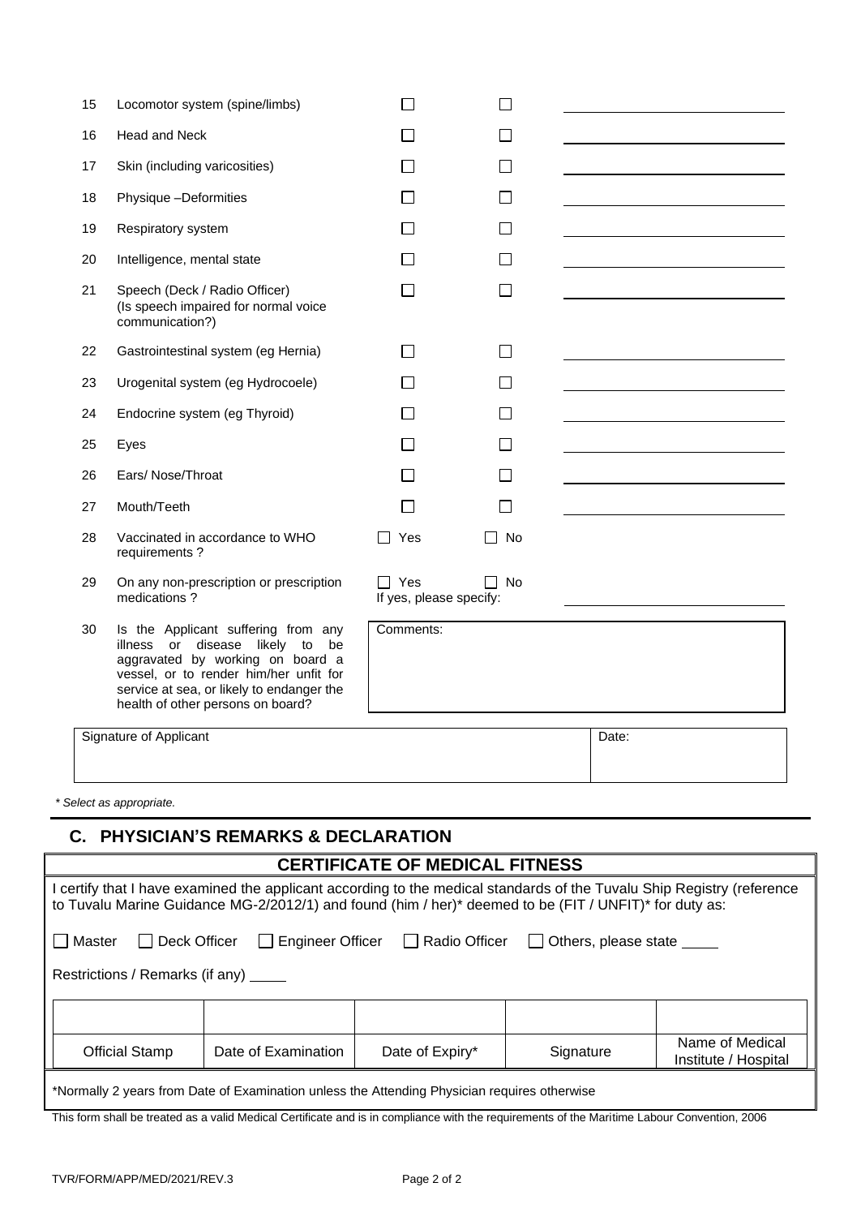| | | | | |
|---|---|---|---|---|
| 15 | Locomotor system (spine/limbs) | ☐ | ☐ | |
| 16 | Head and Neck | ☐ | ☐ | |
| 17 | Skin (including varicosities) | ☐ | ☐ | |
| 18 | Physique –Deformities | ☐ | ☐ | |
| 19 | Respiratory system | ☐ | ☐ | |
| 20 | Intelligence, mental state | ☐ | ☐ | |
| 21 | Speech (Deck / Radio Officer) (Is speech impaired for normal voice communication?) | ☐ | ☐ | |
| 22 | Gastrointestinal system (eg Hernia) | ☐ | ☐ | |
| 23 | Urogenital system (eg Hydrocoele) | ☐ | ☐ | |
| 24 | Endocrine system (eg Thyroid) | ☐ | ☐ | |
| 25 | Eyes | ☐ | ☐ | |
| 26 | Ears/ Nose/Throat | ☐ | ☐ | |
| 27 | Mouth/Teeth | ☐ | ☐ | |
| 28 | Vaccinated in accordance to WHO requirements ? | ☐ Yes | ☐ No | |
| 29 | On any non-prescription or prescription medications ? | ☐ Yes If yes, please specify: | ☐ No | |
| 30 | Is the Applicant suffering from any illness or disease likely to be aggravated by working on board a vessel, or to render him/her unfit for service at sea, or likely to endanger the health of other persons on board? | Comments: | | |

| Signature of Applicant | Date: |
|---|---|
| | |

*\* Select as appropriate.*

## C. PHYSICIAN'S REMARKS & DECLARATION

### CERTIFICATE OF MEDICAL FITNESS

I certify that I have examined the applicant according to the medical standards of the Tuvalu Ship Registry (reference to Tuvalu Marine Guidance MG-2/2012/1) and found (him / her)* deemed to be (FIT / UNFIT)* for duty as:

☐ Master ☐ Deck Officer ☐ Engineer Officer ☐ Radio Officer ☐ Others, please state ____

Restrictions / Remarks (if any) ____

| | | | | |
|---|---|---|---|---|
| | | | | |
| Official Stamp | Date of Examination | Date of Expiry* | Signature | Name of Medical Institute / Hospital |

*Normally 2 years from Date of Examination unless the Attending Physician requires otherwise

This form shall be treated as a valid Medical Certificate and is in compliance with the requirements of the Maritime Labour Convention, 2006

TVR/FORM/APP/MED/2021/REV.3